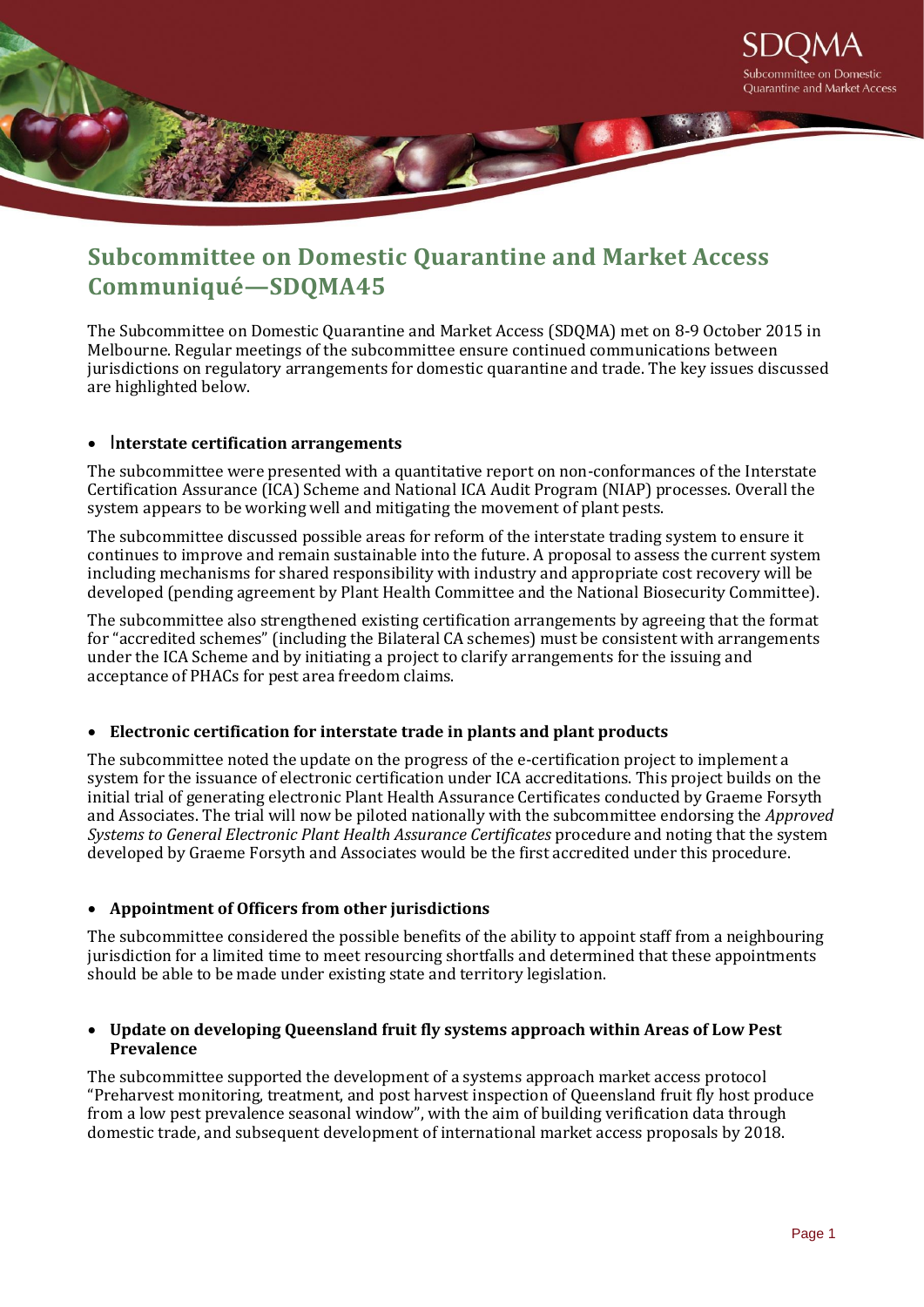SDQMA
Subcommittee on Domestic Quarantine and Market Access

# Subcommittee on Domestic Quarantine and Market Access Communiqué—SDQMA45

The Subcommittee on Domestic Quarantine and Market Access (SDQMA) met on 8-9 October 2015 in Melbourne. Regular meetings of the subcommittee ensure continued communications between jurisdictions on regulatory arrangements for domestic quarantine and trade. The key issues discussed are highlighted below.

- **Interstate certification arrangements**

The subcommittee were presented with a quantitative report on non-conformances of the Interstate Certification Assurance (ICA) Scheme and National ICA Audit Program (NIAP) processes. Overall the system appears to be working well and mitigating the movement of plant pests.

The subcommittee discussed possible areas for reform of the interstate trading system to ensure it continues to improve and remain sustainable into the future. A proposal to assess the current system including mechanisms for shared responsibility with industry and appropriate cost recovery will be developed (pending agreement by Plant Health Committee and the National Biosecurity Committee).

The subcommittee also strengthened existing certification arrangements by agreeing that the format for "accredited schemes" (including the Bilateral CA schemes) must be consistent with arrangements under the ICA Scheme and by initiating a project to clarify arrangements for the issuing and acceptance of PHACs for pest area freedom claims.

- **Electronic certification for interstate trade in plants and plant products**

The subcommittee noted the update on the progress of the e-certification project to implement a system for the issuance of electronic certification under ICA accreditations. This project builds on the initial trial of generating electronic Plant Health Assurance Certificates conducted by Graeme Forsyth and Associates. The trial will now be piloted nationally with the subcommittee endorsing the *Approved Systems to General Electronic Plant Health Assurance Certificates* procedure and noting that the system developed by Graeme Forsyth and Associates would be the first accredited under this procedure.

- **Appointment of Officers from other jurisdictions**

The subcommittee considered the possible benefits of the ability to appoint staff from a neighbouring jurisdiction for a limited time to meet resourcing shortfalls and determined that these appointments should be able to be made under existing state and territory legislation.

- **Update on developing Queensland fruit fly systems approach within Areas of Low Pest Prevalence**

The subcommittee supported the development of a systems approach market access protocol "Preharvest monitoring, treatment, and post harvest inspection of Queensland fruit fly host produce from a low pest prevalence seasonal window", with the aim of building verification data through domestic trade, and subsequent development of international market access proposals by 2018.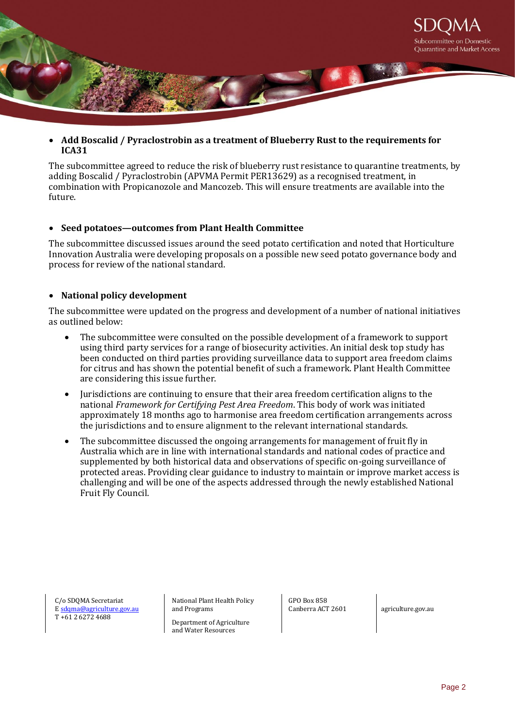- **Add Boscalid / Pyraclostrobin as a treatment of Blueberry Rust to the requirements for ICA31**

The subcommittee agreed to reduce the risk of blueberry rust resistance to quarantine treatments, by adding Boscalid / Pyraclostrobin (APVMA Permit PER13629) as a recognised treatment, in combination with Propicanozole and Mancozeb. This will ensure treatments are available into the future.

- **Seed potatoes—outcomes from Plant Health Committee**

The subcommittee discussed issues around the seed potato certification and noted that Horticulture Innovation Australia were developing proposals on a possible new seed potato governance body and process for review of the national standard.

- **National policy development**

The subcommittee were updated on the progress and development of a number of national initiatives as outlined below:

- The subcommittee were consulted on the possible development of a framework to support using third party services for a range of biosecurity activities. An initial desk top study has been conducted on third parties providing surveillance data to support area freedom claims for citrus and has shown the potential benefit of such a framework. Plant Health Committee are considering this issue further.
- Jurisdictions are continuing to ensure that their area freedom certification aligns to the national *Framework for Certifying Pest Area Freedom*. This body of work was initiated approximately 18 months ago to harmonise area freedom certification arrangements across the jurisdictions and to ensure alignment to the relevant international standards.
- The subcommittee discussed the ongoing arrangements for management of fruit fly in Australia which are in line with international standards and national codes of practice and supplemented by both historical data and observations of specific on-going surveillance of protected areas. Providing clear guidance to industry to maintain or improve market access is challenging and will be one of the aspects addressed through the newly established National Fruit Fly Council.

C/o SDQMA Secretariat
E sdqma@agriculture.gov.au
T +61 2 6272 4688

National Plant Health Policy and Programs

Department of Agriculture and Water Resources

GPO Box 858
Canberra ACT 2601

agriculture.gov.au